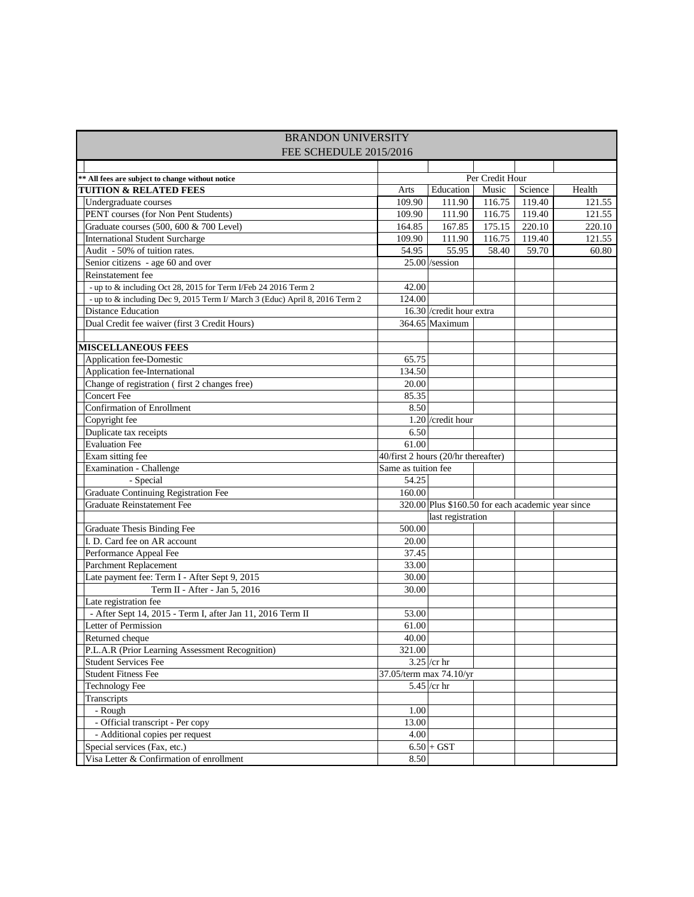# BRANDON UNIVERSITY
## FEE SCHEDULE 2015/2016

| ** All fees are subject to change without notice | Per Credit Hour | | | | |
|---|---|---|---|---|---|
| **TUITION & RELATED FEES** | Arts | Education | Music | Science | Health |
| Undergraduate courses | 109.90 | 111.90 | 116.75 | 119.40 | 121.55 |
| PENT courses (for Non Pent Students) | 109.90 | 111.90 | 116.75 | 119.40 | 121.55 |
| Graduate courses (500, 600 & 700 Level) | 164.85 | 167.85 | 175.15 | 220.10 | 220.10 |
| International Student Surcharge | 109.90 | 111.90 | 116.75 | 119.40 | 121.55 |
| Audit - 50% of tuition rates. | 54.95 | 55.95 | 58.40 | 59.70 | 60.80 |
| Senior citizens - age 60 and over | 25.00 | /session | | | |
| Reinstatement fee | | | | | |
| - up to & including Oct 28, 2015 for Term I/Feb 24 2016 Term 2 | 42.00 | | | | |
| - up to & including Dec 9, 2015 Term I/ March 3 (Educ) April 8, 2016 Term 2 | 124.00 | | | | |
| Distance Education | 16.30 | /credit hour extra | | | |
| Dual Credit fee waiver (first 3 Credit Hours) | 364.65 | Maximum | | | |
| | | | | | |
| **MISCELLANEOUS FEES** | | | | | |
| Application fee-Domestic | 65.75 | | | | |
| Application fee-International | 134.50 | | | | |
| Change of registration ( first 2 changes free) | 20.00 | | | | |
| Concert Fee | 85.35 | | | | |
| Confirmation of Enrollment | 8.50 | | | | |
| Copyright fee | 1.20 | /credit hour | | | |
| Duplicate tax receipts | 6.50 | | | | |
| Evaluation Fee | 61.00 | | | | |
| Exam sitting fee | 40/first 2 hours (20/hr thereafter) | | | | |
| Examination - Challenge | Same as tuition fee | | | | |
| - Special | 54.25 | | | | |
| Graduate Continuing Registration Fee | 160.00 | | | | |
| Graduate Reinstatement Fee | 320.00 | Plus $160.50 for each academic year since last registration | | | |
| Graduate Thesis Binding Fee | 500.00 | | | | |
| I. D. Card fee on AR account | 20.00 | | | | |
| Performance Appeal Fee | 37.45 | | | | |
| Parchment Replacement | 33.00 | | | | |
| Late payment fee: Term I - After Sept 9, 2015 | 30.00 | | | | |
| Term II - After - Jan 5, 2016 | 30.00 | | | | |
| Late registration fee | | | | | |
| - After Sept 14, 2015 - Term I, after Jan 11, 2016 Term II | 53.00 | | | | |
| Letter of Permission | 61.00 | | | | |
| Returned cheque | 40.00 | | | | |
| P.L.A.R (Prior Learning Assessment Recognition) | 321.00 | | | | |
| Student Services Fee | 3.25 | /cr hr | | | |
| Student Fitness Fee | 37.05/term max 74.10/yr | | | | |
| Technology Fee | 5.45 | /cr hr | | | |
| Transcripts | | | | | |
| - Rough | 1.00 | | | | |
| - Official transcript - Per copy | 13.00 | | | | |
| - Additional copies per request | 4.00 | | | | |
| Special services (Fax, etc.) | 6.50 | + GST | | | |
| Visa Letter & Confirmation of enrollment | 8.50 | | | | |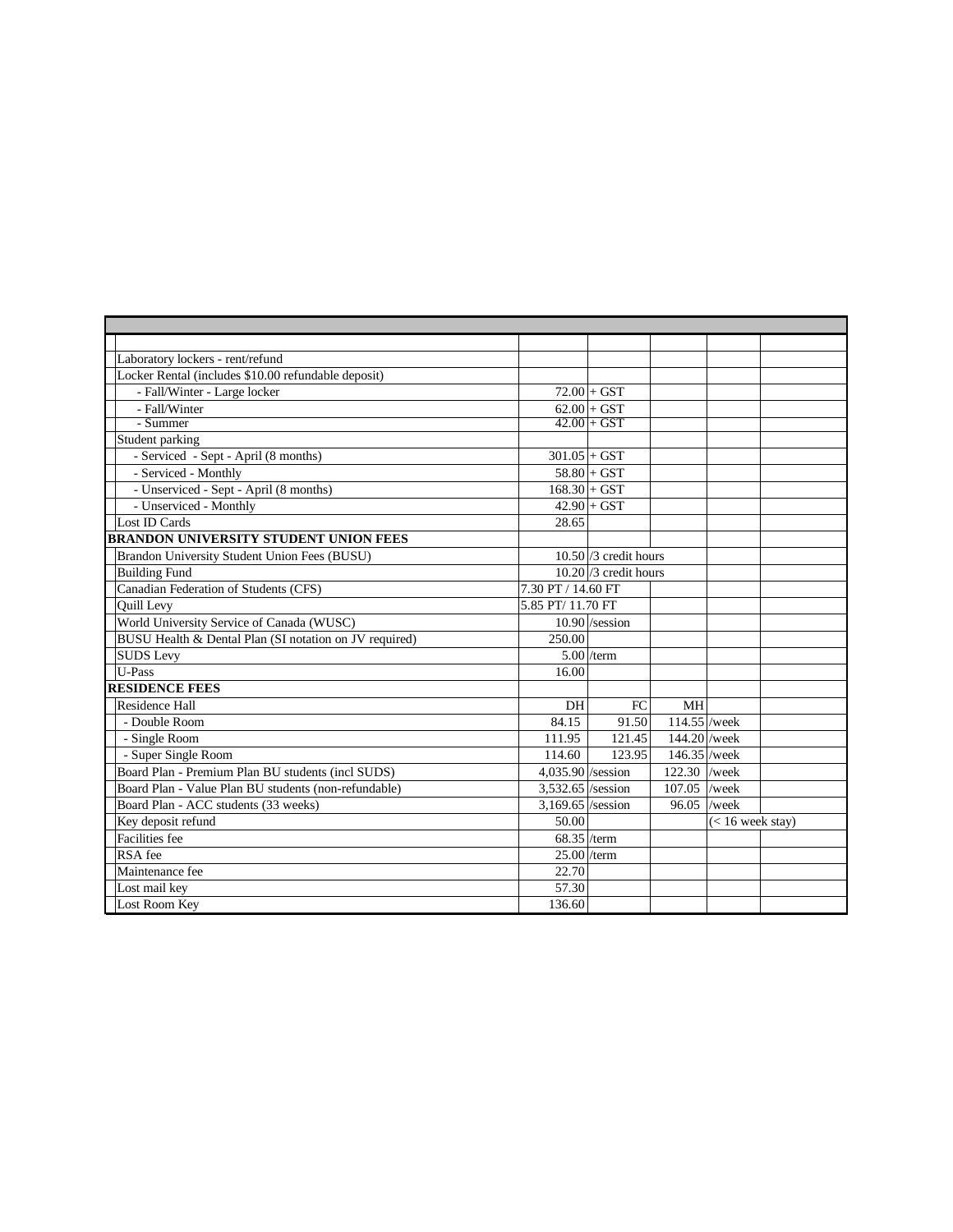| | | | | | |
|---|---|---|---|---|---|
| | | | | | |
| Laboratory lockers - rent/refund | | | | | |
| Locker Rental (includes $10.00 refundable deposit) | | | | | |
| - Fall/Winter - Large locker | 72.00 | + GST | | | |
| - Fall/Winter | 62.00 | + GST | | | |
| - Summer | 42.00 | + GST | | | |
| Student parking | | | | | |
| - Serviced - Sept - April (8 months) | 301.05 | + GST | | | |
| - Serviced - Monthly | 58.80 | + GST | | | |
| - Unserviced - Sept - April (8 months) | 168.30 | + GST | | | |
| - Unserviced - Monthly | 42.90 | + GST | | | |
| Lost ID Cards | 28.65 | | | | |
| **BRANDON UNIVERSITY STUDENT UNION FEES** | | | | | |
| Brandon University Student Union Fees (BUSU) | 10.50 | /3 credit hours | | | |
| Building Fund | 10.20 | /3 credit hours | | | |
| Canadian Federation of Students (CFS) | 7.30 PT / 14.60 FT | | | | |
| Quill Levy | 5.85 PT/ 11.70 FT | | | | |
| World University Service of Canada (WUSC) | 10.90 | /session | | | |
| BUSU Health & Dental Plan (SI notation on JV required) | 250.00 | | | | |
| SUDS Levy | 5.00 | /term | | | |
| U-Pass | 16.00 | | | | |
| **RESIDENCE FEES** | | | | | |
| Residence Hall | DH | FC | MH | | |
| - Double Room | 84.15 | 91.50 | 114.55 | /week | |
| - Single Room | 111.95 | 121.45 | 144.20 | /week | |
| - Super Single Room | 114.60 | 123.95 | 146.35 | /week | |
| Board Plan - Premium Plan BU students (incl SUDS) | 4,035.90 | /session | 122.30 | /week | |
| Board Plan - Value Plan BU students (non-refundable) | 3,532.65 | /session | 107.05 | /week | |
| Board Plan - ACC students (33 weeks) | 3,169.65 | /session | 96.05 | /week | |
| Key deposit refund | 50.00 | | | (< 16 week stay) | |
| Facilities fee | 68.35 | /term | | | |
| RSA fee | 25.00 | /term | | | |
| Maintenance fee | 22.70 | | | | |
| Lost mail key | 57.30 | | | | |
| Lost Room Key | 136.60 | | | | |